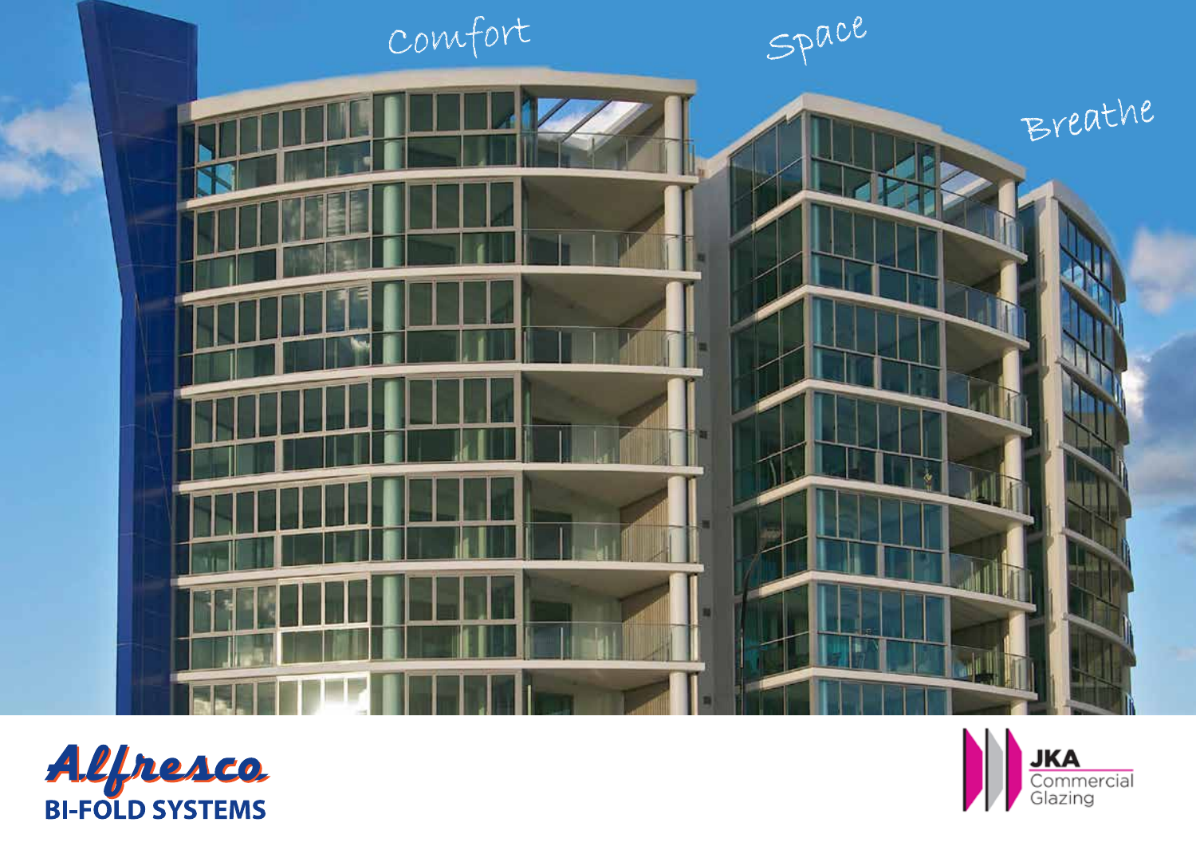Comfort

Space

Breathe

# Alfresco

## BI-FOLD SYSTEMS

JKA Commercial Glazing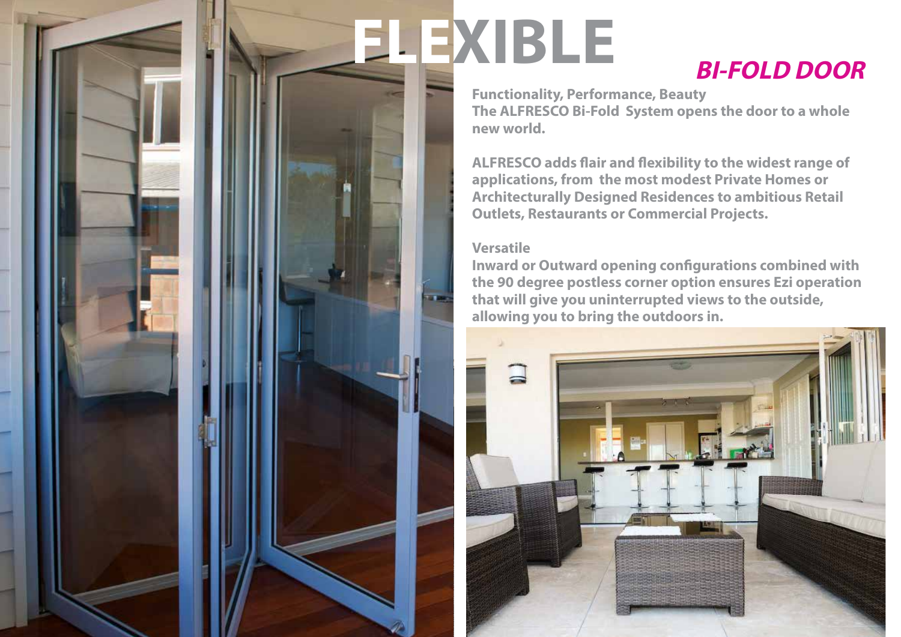# FLEXIBLE

## *BI-FOLD DOOR*

**Functionality, Performance, Beauty**
**The ALFRESCO Bi-Fold System opens the door to a whole new world.**

**ALFRESCO adds flair and flexibility to the widest range of applications, from the most modest Private Homes or Architecturally Designed Residences to ambitious Retail Outlets, Restaurants or Commercial Projects.**

**Versatile**
**Inward or Outward opening configurations combined with the 90 degree postless corner option ensures Ezi operation that will give you uninterrupted views to the outside, allowing you to bring the outdoors in.**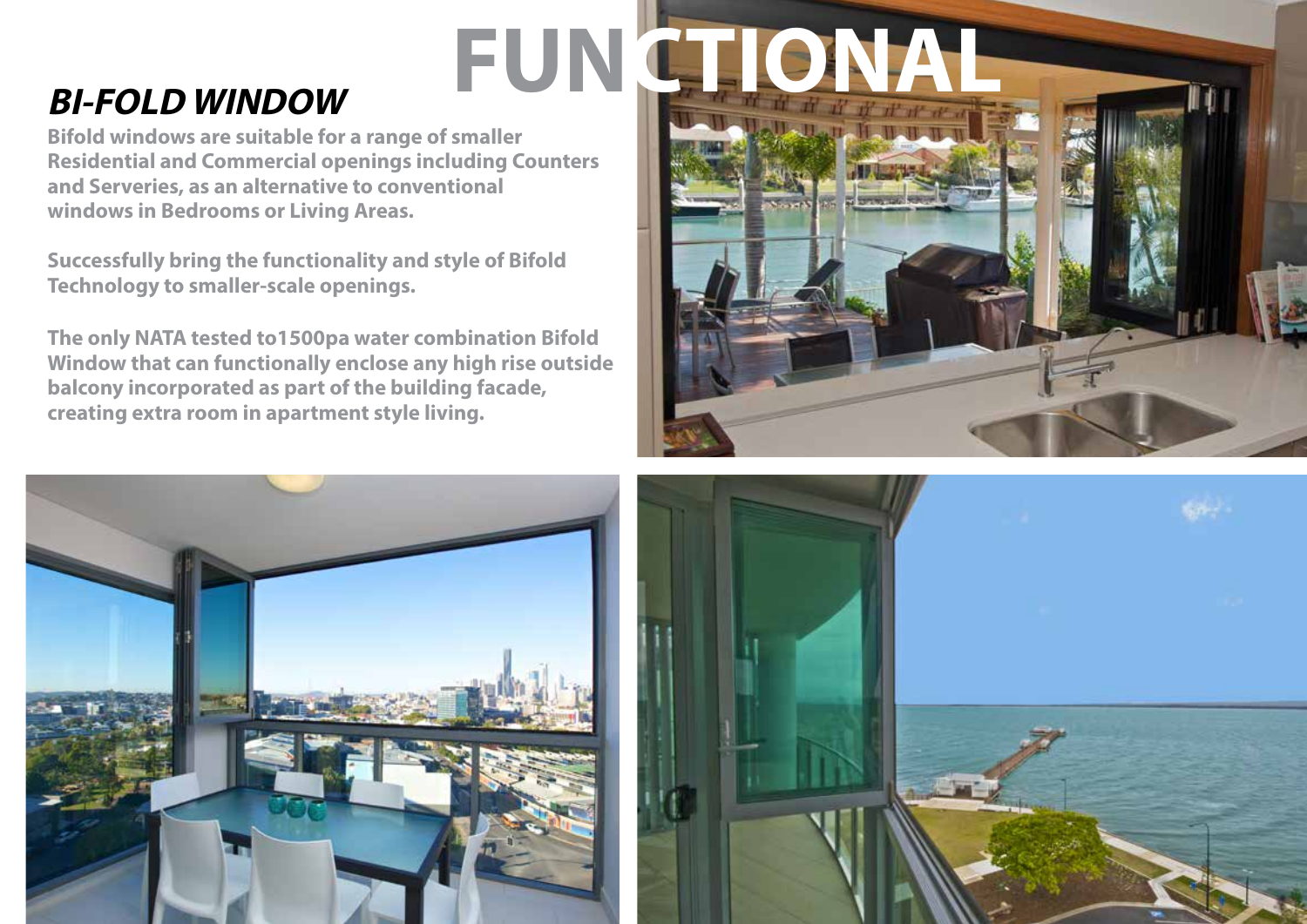# FUNCTIONAL

## *BI-FOLD WINDOW*

**Bifold windows are suitable for a range of smaller Residential and Commercial openings including Counters and Serveries, as an alternative to conventional windows in Bedrooms or Living Areas.**

**Successfully bring the functionality and style of Bifold Technology to smaller-scale openings.**

**The only NATA tested to1500pa water combination Bifold Window that can functionally enclose any high rise outside balcony incorporated as part of the building facade, creating extra room in apartment style living.**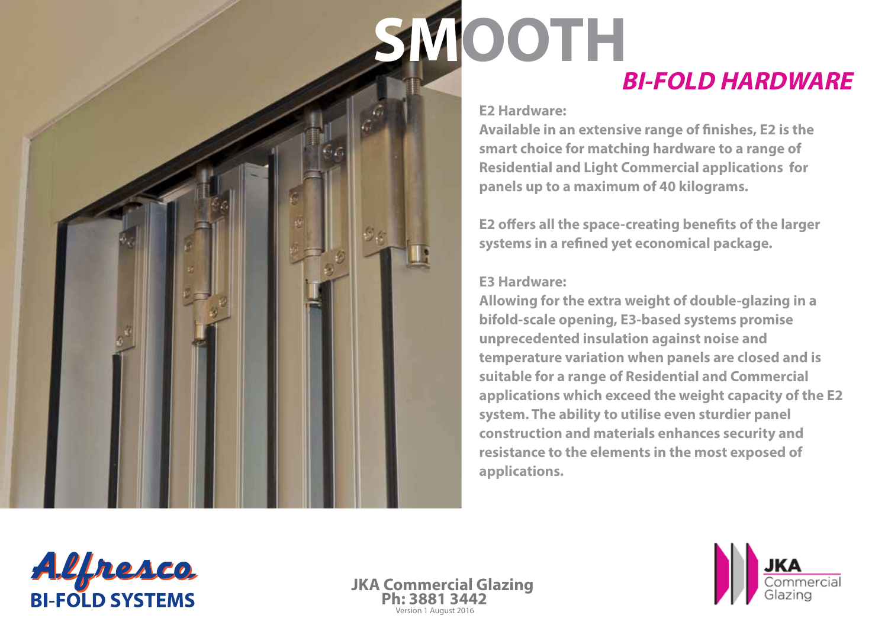# SMOOTH

## *BI-FOLD HARDWARE*

**E2 Hardware:**

**Available in an extensive range of finishes, E2 is the smart choice for matching hardware to a range of Residential and Light Commercial applications for panels up to a maximum of 40 kilograms.**

**E2 offers all the space-creating benefits of the larger systems in a refined yet economical package.**

**E3 Hardware:**

**Allowing for the extra weight of double-glazing in a bifold-scale opening, E3-based systems promise unprecedented insulation against noise and temperature variation when panels are closed and is suitable for a range of Residential and Commercial applications which exceed the weight capacity of the E2 system. The ability to utilise even sturdier panel construction and materials enhances security and resistance to the elements in the most exposed of applications.**

*Alfresco*
**BI-FOLD SYSTEMS**

**JKA Commercial Glazing**
**Ph: 3881 3442**
Version 1 August 2016

JKA Commercial Glazing